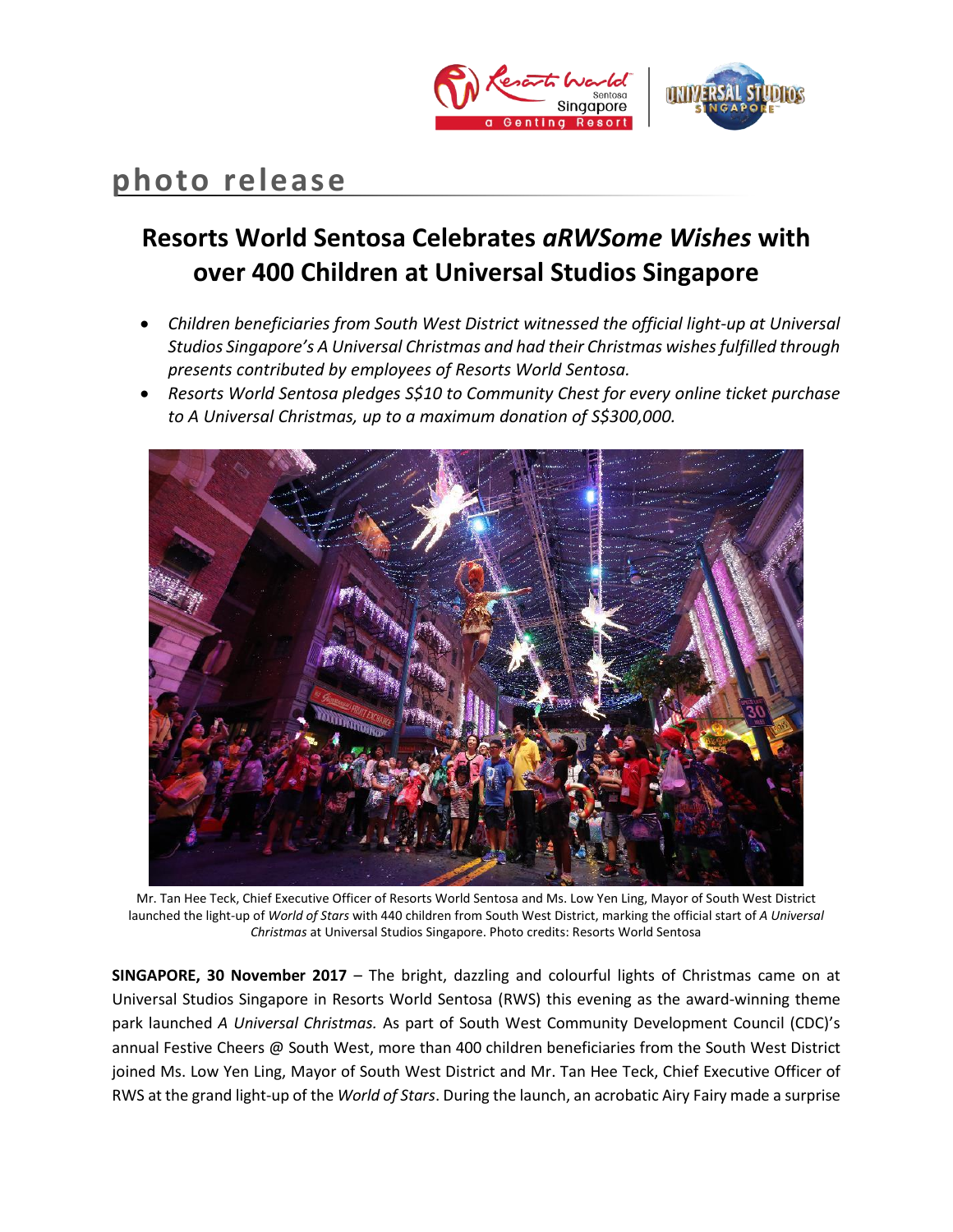photo release

# Resorts World Sentosa Celebrates *aRWSome Wishes* with over 400 Children at Universal Studios Singapore

- *Children beneficiaries from South West District witnessed the official light-up at Universal Studios Singapore's A Universal Christmas and had their Christmas wishes fulfilled through presents contributed by employees of Resorts World Sentosa.*
- *Resorts World Sentosa pledges S$10 to Community Chest for every online ticket purchase to A Universal Christmas, up to a maximum donation of S$300,000.*

Mr. Tan Hee Teck, Chief Executive Officer of Resorts World Sentosa and Ms. Low Yen Ling, Mayor of South West District launched the light-up of *World of Stars* with 440 children from South West District, marking the official start of *A Universal Christmas* at Universal Studios Singapore. Photo credits: Resorts World Sentosa

**SINGAPORE, 30 November 2017** – The bright, dazzling and colourful lights of Christmas came on at Universal Studios Singapore in Resorts World Sentosa (RWS) this evening as the award-winning theme park launched *A Universal Christmas.* As part of South West Community Development Council (CDC)'s annual Festive Cheers @ South West, more than 400 children beneficiaries from the South West District joined Ms. Low Yen Ling, Mayor of South West District and Mr. Tan Hee Teck, Chief Executive Officer of RWS at the grand light-up of the *World of Stars*. During the launch, an acrobatic Airy Fairy made a surprise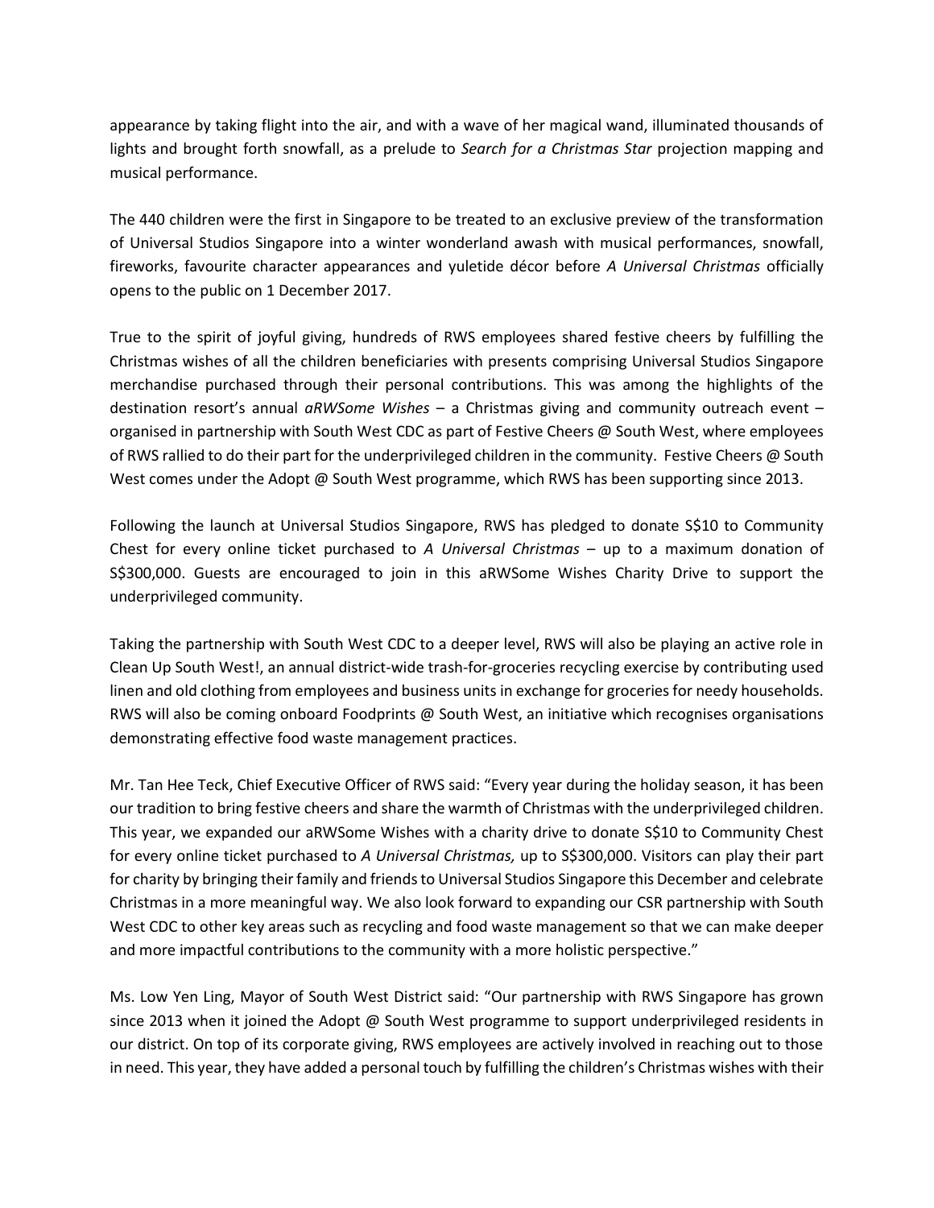appearance by taking flight into the air, and with a wave of her magical wand, illuminated thousands of lights and brought forth snowfall, as a prelude to *Search for a Christmas Star* projection mapping and musical performance.

The 440 children were the first in Singapore to be treated to an exclusive preview of the transformation of Universal Studios Singapore into a winter wonderland awash with musical performances, snowfall, fireworks, favourite character appearances and yuletide décor before *A Universal Christmas* officially opens to the public on 1 December 2017.

True to the spirit of joyful giving, hundreds of RWS employees shared festive cheers by fulfilling the Christmas wishes of all the children beneficiaries with presents comprising Universal Studios Singapore merchandise purchased through their personal contributions. This was among the highlights of the destination resort's annual *aRWSome Wishes* – a Christmas giving and community outreach event – organised in partnership with South West CDC as part of Festive Cheers @ South West, where employees of RWS rallied to do their part for the underprivileged children in the community. Festive Cheers @ South West comes under the Adopt @ South West programme, which RWS has been supporting since 2013.

Following the launch at Universal Studios Singapore, RWS has pledged to donate S$10 to Community Chest for every online ticket purchased to *A Universal Christmas* – up to a maximum donation of S$300,000. Guests are encouraged to join in this aRWSome Wishes Charity Drive to support the underprivileged community.

Taking the partnership with South West CDC to a deeper level, RWS will also be playing an active role in Clean Up South West!, an annual district-wide trash-for-groceries recycling exercise by contributing used linen and old clothing from employees and business units in exchange for groceries for needy households. RWS will also be coming onboard Foodprints @ South West, an initiative which recognises organisations demonstrating effective food waste management practices.

Mr. Tan Hee Teck, Chief Executive Officer of RWS said: "Every year during the holiday season, it has been our tradition to bring festive cheers and share the warmth of Christmas with the underprivileged children. This year, we expanded our aRWSome Wishes with a charity drive to donate S$10 to Community Chest for every online ticket purchased to *A Universal Christmas,* up to S$300,000. Visitors can play their part for charity by bringing their family and friends to Universal Studios Singapore this December and celebrate Christmas in a more meaningful way. We also look forward to expanding our CSR partnership with South West CDC to other key areas such as recycling and food waste management so that we can make deeper and more impactful contributions to the community with a more holistic perspective."

Ms. Low Yen Ling, Mayor of South West District said: "Our partnership with RWS Singapore has grown since 2013 when it joined the Adopt @ South West programme to support underprivileged residents in our district. On top of its corporate giving, RWS employees are actively involved in reaching out to those in need. This year, they have added a personal touch by fulfilling the children's Christmas wishes with their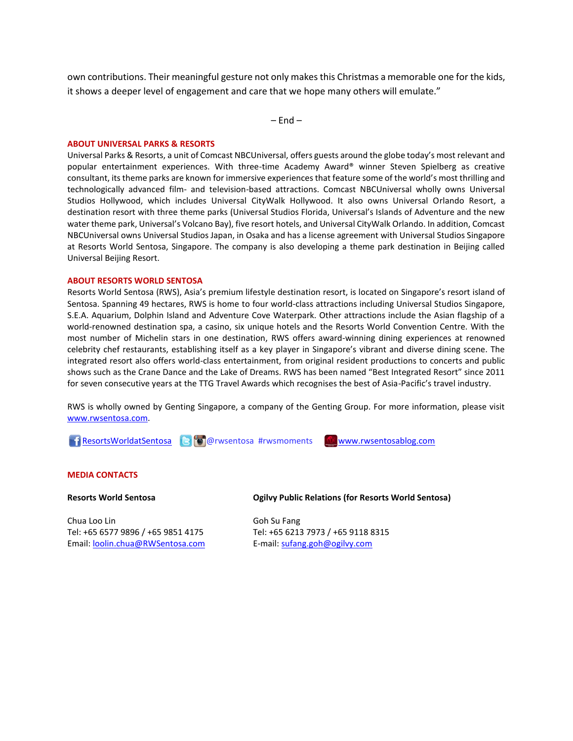own contributions. Their meaningful gesture not only makes this Christmas a memorable one for the kids, it shows a deeper level of engagement and care that we hope many others will emulate."

– End –

**ABOUT UNIVERSAL PARKS & RESORTS**

Universal Parks & Resorts, a unit of Comcast NBCUniversal, offers guests around the globe today's most relevant and popular entertainment experiences. With three-time Academy Award® winner Steven Spielberg as creative consultant, its theme parks are known for immersive experiences that feature some of the world's most thrilling and technologically advanced film- and television-based attractions. Comcast NBCUniversal wholly owns Universal Studios Hollywood, which includes Universal CityWalk Hollywood. It also owns Universal Orlando Resort, a destination resort with three theme parks (Universal Studios Florida, Universal's Islands of Adventure and the new water theme park, Universal's Volcano Bay), five resort hotels, and Universal CityWalk Orlando. In addition, Comcast NBCUniversal owns Universal Studios Japan, in Osaka and has a license agreement with Universal Studios Singapore at Resorts World Sentosa, Singapore. The company is also developing a theme park destination in Beijing called Universal Beijing Resort.

**ABOUT RESORTS WORLD SENTOSA**

Resorts World Sentosa (RWS), Asia's premium lifestyle destination resort, is located on Singapore's resort island of Sentosa. Spanning 49 hectares, RWS is home to four world-class attractions including Universal Studios Singapore, S.E.A. Aquarium, Dolphin Island and Adventure Cove Waterpark. Other attractions include the Asian flagship of a world-renowned destination spa, a casino, six unique hotels and the Resorts World Convention Centre. With the most number of Michelin stars in one destination, RWS offers award-winning dining experiences at renowned celebrity chef restaurants, establishing itself as a key player in Singapore's vibrant and diverse dining scene. The integrated resort also offers world-class entertainment, from original resident productions to concerts and public shows such as the Crane Dance and the Lake of Dreams. RWS has been named "Best Integrated Resort" since 2011 for seven consecutive years at the TTG Travel Awards which recognises the best of Asia-Pacific's travel industry.

RWS is wholly owned by Genting Singapore, a company of the Genting Group. For more information, please visit www.rwsentosa.com.

ResortsWorldatSentosa @rwsentosa #rwsmoments www.rwsentosablog.com

**MEDIA CONTACTS**

**Resorts World Sentosa**

Chua Loo Lin
Tel: +65 6577 9896 / +65 9851 4175
Email: loolin.chua@RWSentosa.com

**Ogilvy Public Relations (for Resorts World Sentosa)**

Goh Su Fang
Tel: +65 6213 7973 / +65 9118 8315
E-mail: sufang.goh@ogilvy.com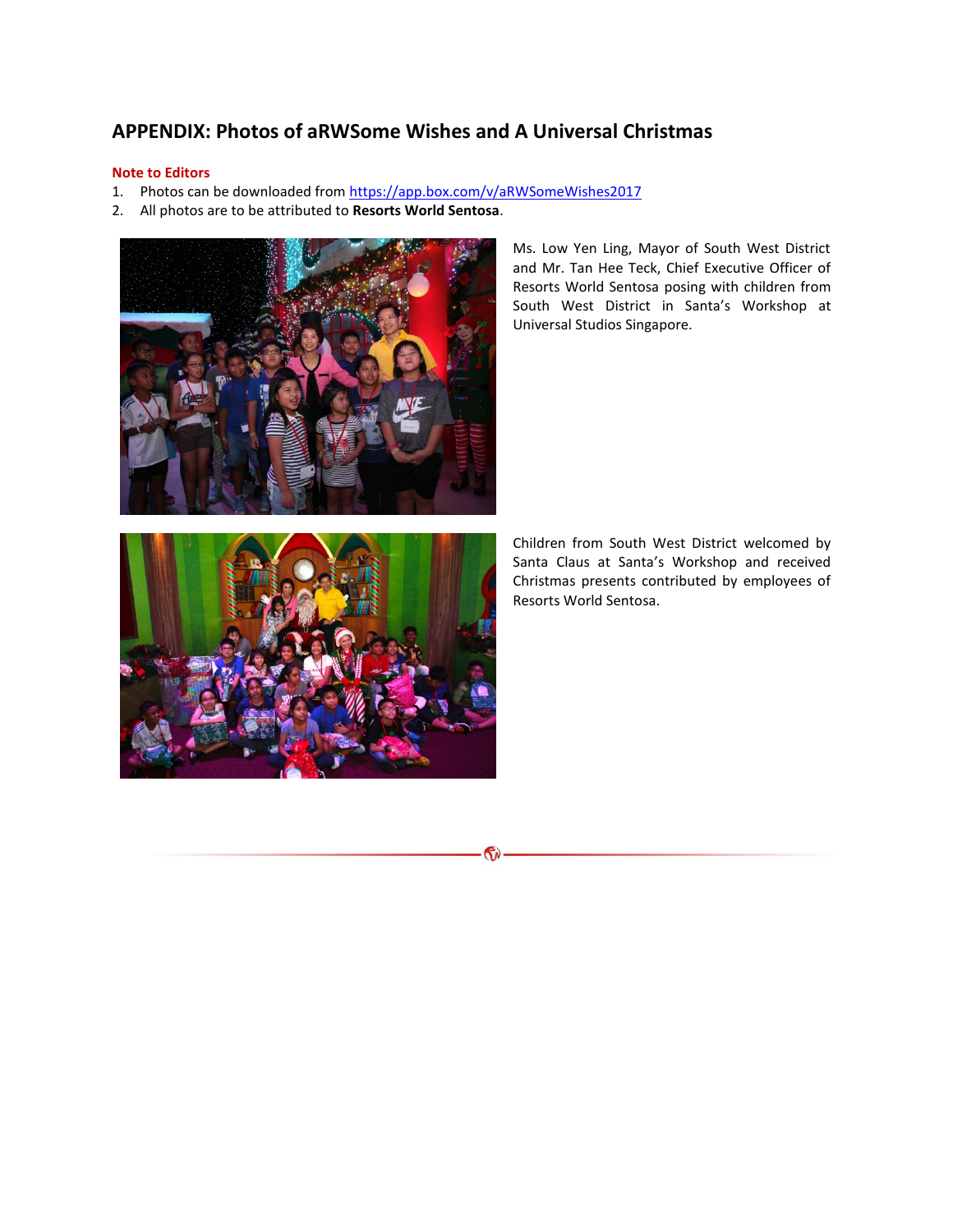## APPENDIX: Photos of aRWSome Wishes and A Universal Christmas

**Note to Editors**

1. Photos can be downloaded from [https://app.box.com/v/aRWSomeWishes2017](https://app.box.com/v/aRWSomeWishes2017)
2. All photos are to be attributed to **Resorts World Sentosa**.

Ms. Low Yen Ling, Mayor of South West District and Mr. Tan Hee Teck, Chief Executive Officer of Resorts World Sentosa posing with children from South West District in Santa's Workshop at Universal Studios Singapore.

Children from South West District welcomed by Santa Claus at Santa's Workshop and received Christmas presents contributed by employees of Resorts World Sentosa.